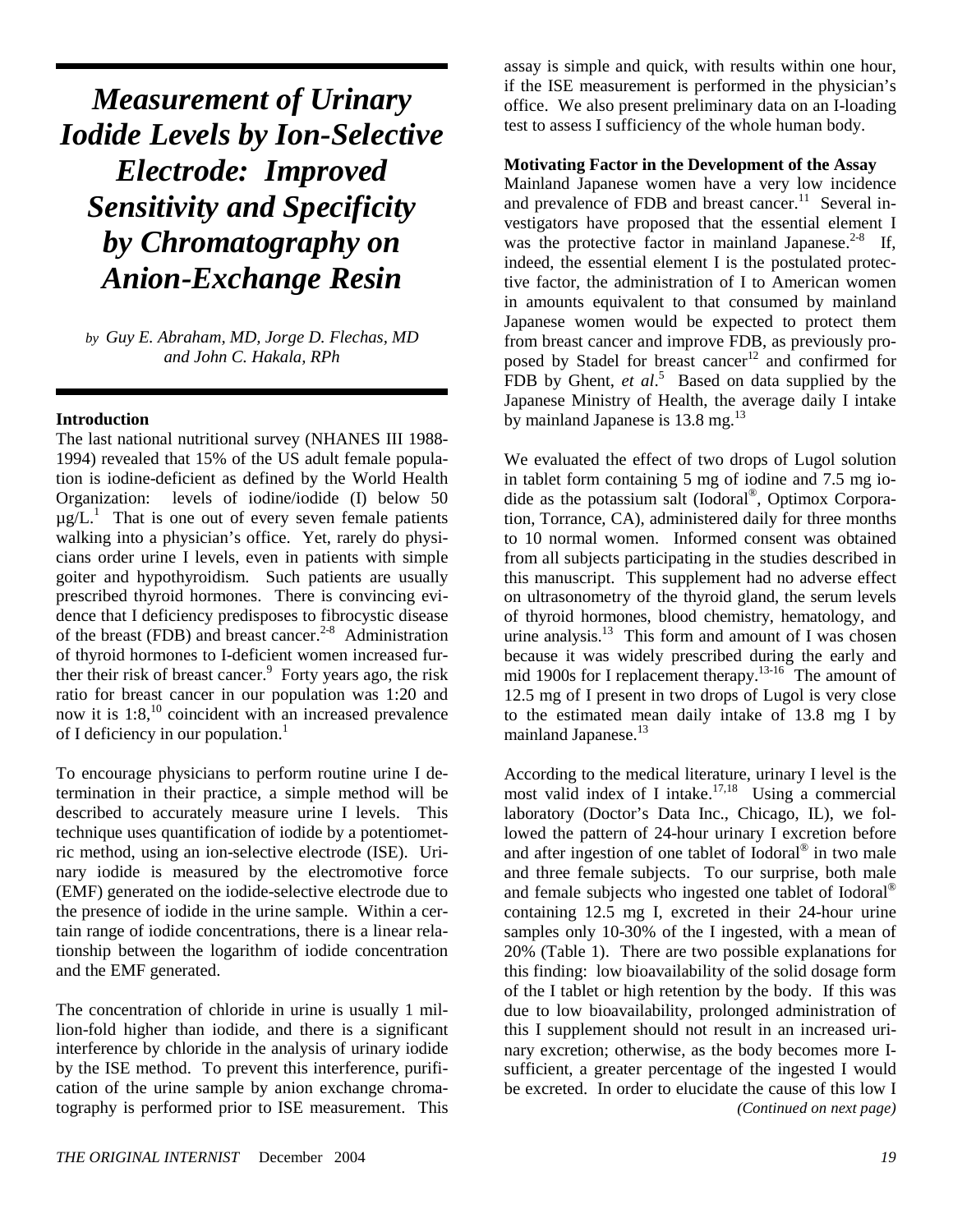# *Measurement of Urinary Iodide Levels by Ion-Selective Electrode: Improved Sensitivity and Specificity by Chromatography on Anion-Exchange Resin*

*by Guy E. Abraham, MD, Jorge D. Flechas, MD and John C. Hakala, RPh*

**Introduction**

The last national nutritional survey (NHANES III 1988-1994) revealed that 15% of the US adult female population is iodine-deficient as defined by the World Health Organization: levels of iodine/iodide (I) below 50 µg/L.[1] That is one out of every seven female patients walking into a physician's office. Yet, rarely do physicians order urine I levels, even in patients with simple goiter and hypothyroidism. Such patients are usually prescribed thyroid hormones. There is convincing evidence that I deficiency predisposes to fibrocystic disease of the breast (FDB) and breast cancer.[2-8] Administration of thyroid hormones to I-deficient women increased further their risk of breast cancer.[9] Forty years ago, the risk ratio for breast cancer in our population was 1:20 and now it is 1:8,[10] coincident with an increased prevalence of I deficiency in our population.[1]

To encourage physicians to perform routine urine I determination in their practice, a simple method will be described to accurately measure urine I levels. This technique uses quantification of iodide by a potentiometric method, using an ion-selective electrode (ISE). Urinary iodide is measured by the electromotive force (EMF) generated on the iodide-selective electrode due to the presence of iodide in the urine sample. Within a certain range of iodide concentrations, there is a linear relationship between the logarithm of iodide concentration and the EMF generated.

The concentration of chloride in urine is usually 1 million-fold higher than iodide, and there is a significant interference by chloride in the analysis of urinary iodide by the ISE method. To prevent this interference, purification of the urine sample by anion exchange chromatography is performed prior to ISE measurement. This assay is simple and quick, with results within one hour, if the ISE measurement is performed in the physician's office. We also present preliminary data on an I-loading test to assess I sufficiency of the whole human body.

**Motivating Factor in the Development of the Assay**

Mainland Japanese women have a very low incidence and prevalence of FDB and breast cancer.[11] Several investigators have proposed that the essential element I was the protective factor in mainland Japanese.[2-8] If, indeed, the essential element I is the postulated protective factor, the administration of I to American women in amounts equivalent to that consumed by mainland Japanese women would be expected to protect them from breast cancer and improve FDB, as previously proposed by Stadel for breast cancer[12] and confirmed for FDB by Ghent, *et al*.[5] Based on data supplied by the Japanese Ministry of Health, the average daily I intake by mainland Japanese is 13.8 mg.[13]

We evaluated the effect of two drops of Lugol solution in tablet form containing 5 mg of iodine and 7.5 mg iodide as the potassium salt (Iodoral®, Optimox Corporation, Torrance, CA), administered daily for three months to 10 normal women. Informed consent was obtained from all subjects participating in the studies described in this manuscript. This supplement had no adverse effect on ultrasonometry of the thyroid gland, the serum levels of thyroid hormones, blood chemistry, hematology, and urine analysis.[13] This form and amount of I was chosen because it was widely prescribed during the early and mid 1900s for I replacement therapy.[13-16] The amount of 12.5 mg of I present in two drops of Lugol is very close to the estimated mean daily intake of 13.8 mg I by mainland Japanese.[13]

According to the medical literature, urinary I level is the most valid index of I intake.[17,18] Using a commercial laboratory (Doctor's Data Inc., Chicago, IL), we followed the pattern of 24-hour urinary I excretion before and after ingestion of one tablet of Iodoral® in two male and three female subjects. To our surprise, both male and female subjects who ingested one tablet of Iodoral® containing 12.5 mg I, excreted in their 24-hour urine samples only 10-30% of the I ingested, with a mean of 20% (Table 1). There are two possible explanations for this finding: low bioavailability of the solid dosage form of the I tablet or high retention by the body. If this was due to low bioavailability, prolonged administration of this I supplement should not result in an increased urinary excretion; otherwise, as the body becomes more I-sufficient, a greater percentage of the ingested I would be excreted. In order to elucidate the cause of this low I

*(Continued on next page)*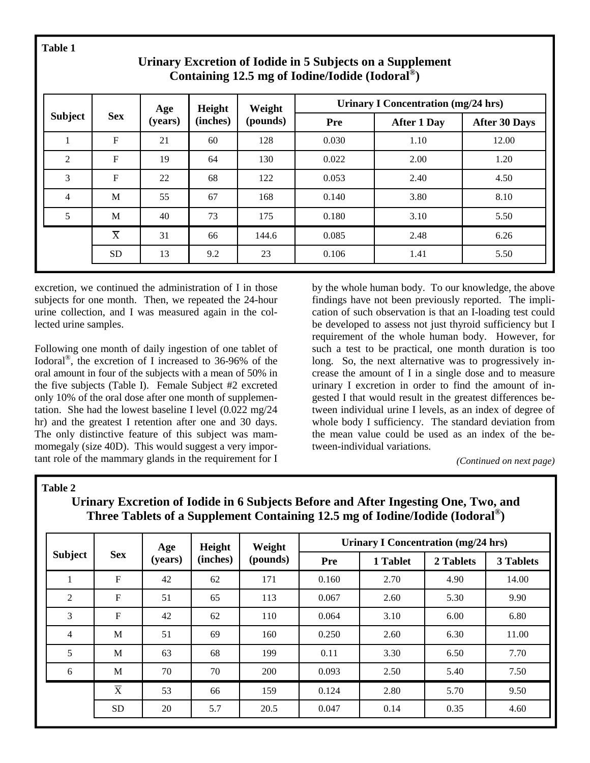**Table 1**

**Urinary Excretion of Iodide in 5 Subjects on a Supplement Containing 12.5 mg of Iodine/Iodide (Iodoral®)**

| Subject | Sex | Age (years) | Height (inches) | Weight (pounds) | Urinary I Concentration (mg/24 hrs) | | |
|---|---|---|---|---|---|---|---|
| | | | | | Pre | After 1 Day | After 30 Days |
| 1 | F | 21 | 60 | 128 | 0.030 | 1.10 | 12.00 |
| 2 | F | 19 | 64 | 130 | 0.022 | 2.00 | 1.20 |
| 3 | F | 22 | 68 | 122 | 0.053 | 2.40 | 4.50 |
| 4 | M | 55 | 67 | 168 | 0.140 | 3.80 | 8.10 |
| 5 | M | 40 | 73 | 175 | 0.180 | 3.10 | 5.50 |
| | $\overline{X}$ | 31 | 66 | 144.6 | 0.085 | 2.48 | 6.26 |
| | SD | 13 | 9.2 | 23 | 0.106 | 1.41 | 5.50 |

excretion, we continued the administration of I in those subjects for one month. Then, we repeated the 24-hour urine collection, and I was measured again in the collected urine samples.

Following one month of daily ingestion of one tablet of Iodoral®, the excretion of I increased to 36-96% of the oral amount in four of the subjects with a mean of 50% in the five subjects (Table I). Female Subject #2 excreted only 10% of the oral dose after one month of supplementation. She had the lowest baseline I level (0.022 mg/24 hr) and the greatest I retention after one and 30 days. The only distinctive feature of this subject was mammomegaly (size 40D). This would suggest a very important role of the mammary glands in the requirement for I by the whole human body. To our knowledge, the above findings have not been previously reported. The implication of such observation is that an I-loading test could be developed to assess not just thyroid sufficiency but I requirement of the whole human body. However, for such a test to be practical, one month duration is too long. So, the next alternative was to progressively increase the amount of I in a single dose and to measure urinary I excretion in order to find the amount of ingested I that would result in the greatest differences between individual urine I levels, as an index of degree of whole body I sufficiency. The standard deviation from the mean value could be used as an index of the between-individual variations.

*(Continued on next page)*

**Table 2**

**Urinary Excretion of Iodide in 6 Subjects Before and After Ingesting One, Two, and Three Tablets of a Supplement Containing 12.5 mg of Iodine/Iodide (Iodoral®)**

| Subject | Sex | Age (years) | Height (inches) | Weight (pounds) | Urinary I Concentration (mg/24 hrs) | | | |
|---|---|---|---|---|---|---|---|---|
| | | | | | Pre | 1 Tablet | 2 Tablets | 3 Tablets |
| 1 | F | 42 | 62 | 171 | 0.160 | 2.70 | 4.90 | 14.00 |
| 2 | F | 51 | 65 | 113 | 0.067 | 2.60 | 5.30 | 9.90 |
| 3 | F | 42 | 62 | 110 | 0.064 | 3.10 | 6.00 | 6.80 |
| 4 | M | 51 | 69 | 160 | 0.250 | 2.60 | 6.30 | 11.00 |
| 5 | M | 63 | 68 | 199 | 0.11 | 3.30 | 6.50 | 7.70 |
| 6 | M | 70 | 70 | 200 | 0.093 | 2.50 | 5.40 | 7.50 |
| | $\overline{X}$ | 53 | 66 | 159 | 0.124 | 2.80 | 5.70 | 9.50 |
| | SD | 20 | 5.7 | 20.5 | 0.047 | 0.14 | 0.35 | 4.60 |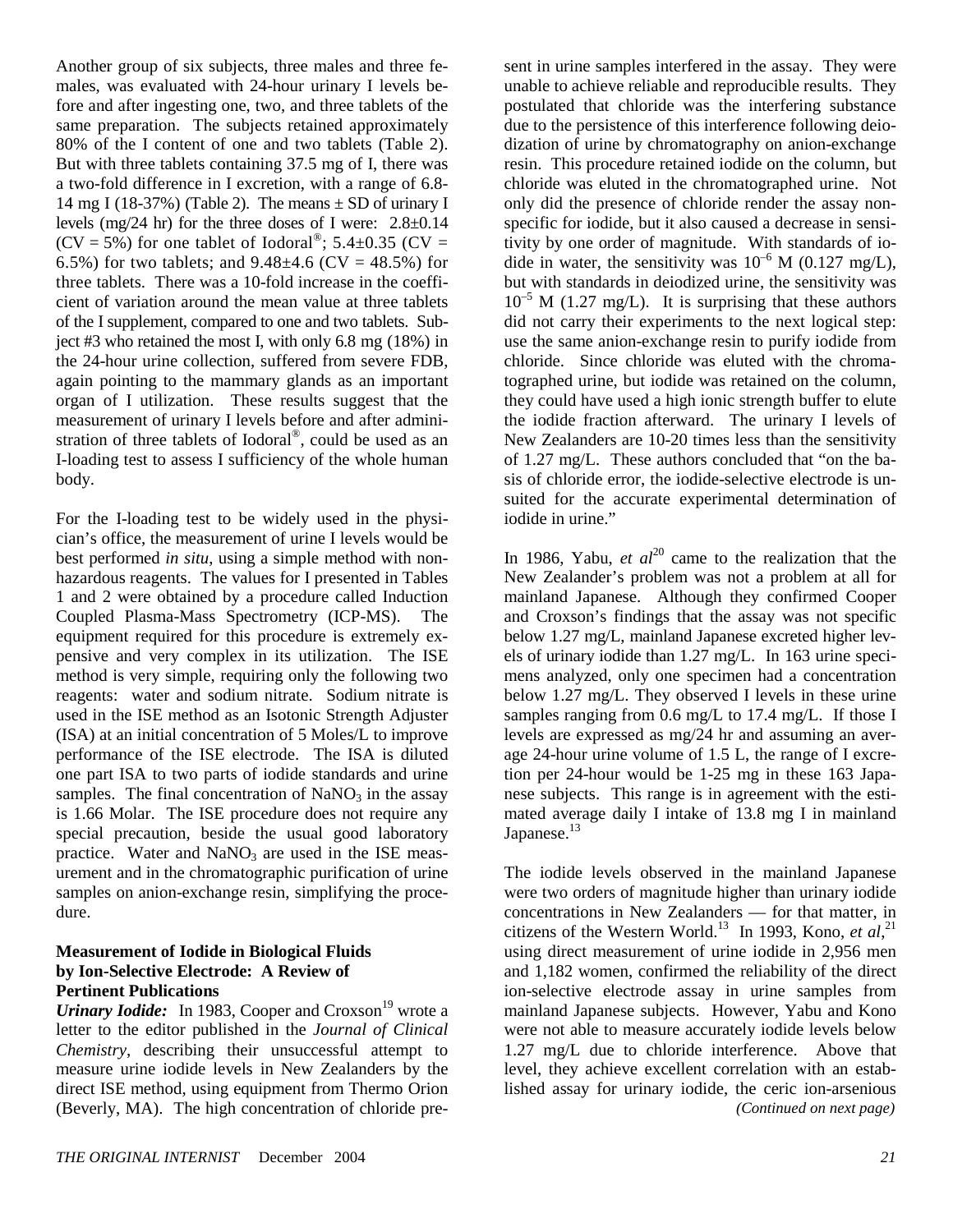Another group of six subjects, three males and three females, was evaluated with 24-hour urinary I levels before and after ingesting one, two, and three tablets of the same preparation. The subjects retained approximately 80% of the I content of one and two tablets (Table 2). But with three tablets containing 37.5 mg of I, there was a two-fold difference in I excretion, with a range of 6.8-14 mg I (18-37%) (Table 2). The means ± SD of urinary I levels (mg/24 hr) for the three doses of I were: 2.8±0.14 (CV = 5%) for one tablet of Iodoral®; 5.4±0.35 (CV = 6.5%) for two tablets; and 9.48±4.6 (CV = 48.5%) for three tablets. There was a 10-fold increase in the coefficient of variation around the mean value at three tablets of the I supplement, compared to one and two tablets. Subject #3 who retained the most I, with only 6.8 mg (18%) in the 24-hour urine collection, suffered from severe FDB, again pointing to the mammary glands as an important organ of I utilization. These results suggest that the measurement of urinary I levels before and after administration of three tablets of Iodoral®, could be used as an I-loading test to assess I sufficiency of the whole human body.

For the I-loading test to be widely used in the physician's office, the measurement of urine I levels would be best performed *in situ*, using a simple method with nonhazardous reagents. The values for I presented in Tables 1 and 2 were obtained by a procedure called Induction Coupled Plasma-Mass Spectrometry (ICP-MS). The equipment required for this procedure is extremely expensive and very complex in its utilization. The ISE method is very simple, requiring only the following two reagents: water and sodium nitrate. Sodium nitrate is used in the ISE method as an Isotonic Strength Adjuster (ISA) at an initial concentration of 5 Moles/L to improve performance of the ISE electrode. The ISA is diluted one part ISA to two parts of iodide standards and urine samples. The final concentration of $NaNO_3$ in the assay is 1.66 Molar. The ISE procedure does not require any special precaution, beside the usual good laboratory practice. Water and $NaNO_3$ are used in the ISE measurement and in the chromatographic purification of urine samples on anion-exchange resin, simplifying the procedure.

### Measurement of Iodide in Biological Fluids by Ion-Selective Electrode: A Review of Pertinent Publications

***Urinary Iodide:*** In 1983, Cooper and Croxson[19] wrote a letter to the editor published in the *Journal of Clinical Chemistry*, describing their unsuccessful attempt to measure urine iodide levels in New Zealanders by the direct ISE method, using equipment from Thermo Orion (Beverly, MA). The high concentration of chloride present in urine samples interfered in the assay. They were unable to achieve reliable and reproducible results. They postulated that chloride was the interfering substance due to the persistence of this interference following deiodization of urine by chromatography on anion-exchange resin. This procedure retained iodide on the column, but chloride was eluted in the chromatographed urine. Not only did the presence of chloride render the assay nonspecific for iodide, but it also caused a decrease in sensitivity by one order of magnitude. With standards of iodide in water, the sensitivity was $10^{-6}$ M (0.127 mg/L), but with standards in deiodized urine, the sensitivity was $10^{-5}$ M (1.27 mg/L). It is surprising that these authors did not carry their experiments to the next logical step: use the same anion-exchange resin to purify iodide from chloride. Since chloride was eluted with the chromatographed urine, but iodide was retained on the column, they could have used a high ionic strength buffer to elute the iodide fraction afterward. The urinary I levels of New Zealanders are 10-20 times less than the sensitivity of 1.27 mg/L. These authors concluded that "on the basis of chloride error, the iodide-selective electrode is unsuited for the accurate experimental determination of iodide in urine."

In 1986, Yabu, *et al*[20] came to the realization that the New Zealander's problem was not a problem at all for mainland Japanese. Although they confirmed Cooper and Croxson's findings that the assay was not specific below 1.27 mg/L, mainland Japanese excreted higher levels of urinary iodide than 1.27 mg/L. In 163 urine specimens analyzed, only one specimen had a concentration below 1.27 mg/L. They observed I levels in these urine samples ranging from 0.6 mg/L to 17.4 mg/L. If those I levels are expressed as mg/24 hr and assuming an average 24-hour urine volume of 1.5 L, the range of I excretion per 24-hour would be 1-25 mg in these 163 Japanese subjects. This range is in agreement with the estimated average daily I intake of 13.8 mg I in mainland Japanese.[13]

The iodide levels observed in the mainland Japanese were two orders of magnitude higher than urinary iodide concentrations in New Zealanders — for that matter, in citizens of the Western World.[13] In 1993, Kono, *et al*,[21] using direct measurement of urine iodide in 2,956 men and 1,182 women, confirmed the reliability of the direct ion-selective electrode assay in urine samples from mainland Japanese subjects. However, Yabu and Kono were not able to measure accurately iodide levels below 1.27 mg/L due to chloride interference. Above that level, they achieve excellent correlation with an established assay for urinary iodide, the ceric ion-arsenious

*(Continued on next page)*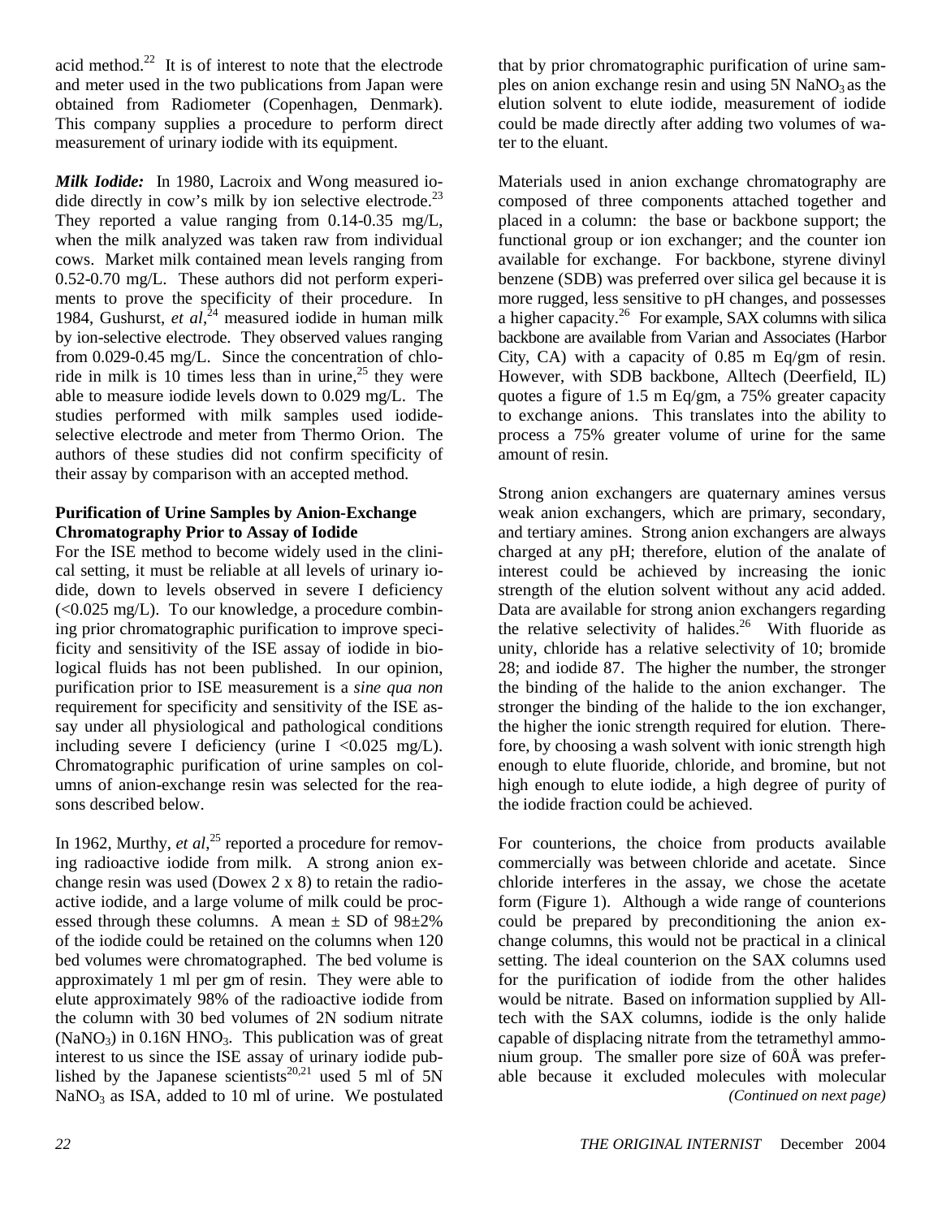acid method.[22] It is of interest to note that the electrode and meter used in the two publications from Japan were obtained from Radiometer (Copenhagen, Denmark). This company supplies a procedure to perform direct measurement of urinary iodide with its equipment.

***Milk Iodide:*** In 1980, Lacroix and Wong measured iodide directly in cow's milk by ion selective electrode.[23] They reported a value ranging from 0.14-0.35 mg/L, when the milk analyzed was taken raw from individual cows. Market milk contained mean levels ranging from 0.52-0.70 mg/L. These authors did not perform experiments to prove the specificity of their procedure. In 1984, Gushurst, *et al*,[24] measured iodide in human milk by ion-selective electrode. They observed values ranging from 0.029-0.45 mg/L. Since the concentration of chloride in milk is 10 times less than in urine,[25] they were able to measure iodide levels down to 0.029 mg/L. The studies performed with milk samples used iodide-selective electrode and meter from Thermo Orion. The authors of these studies did not confirm specificity of their assay by comparison with an accepted method.

**Purification of Urine Samples by Anion-Exchange Chromatography Prior to Assay of Iodide**

For the ISE method to become widely used in the clinical setting, it must be reliable at all levels of urinary iodide, down to levels observed in severe I deficiency (<0.025 mg/L). To our knowledge, a procedure combining prior chromatographic purification to improve specificity and sensitivity of the ISE assay of iodide in biological fluids has not been published. In our opinion, purification prior to ISE measurement is a *sine qua non* requirement for specificity and sensitivity of the ISE assay under all physiological and pathological conditions including severe I deficiency (urine I <0.025 mg/L). Chromatographic purification of urine samples on columns of anion-exchange resin was selected for the reasons described below.

In 1962, Murthy, *et al*,[25] reported a procedure for removing radioactive iodide from milk. A strong anion exchange resin was used (Dowex 2 x 8) to retain the radioactive iodide, and a large volume of milk could be processed through these columns. A mean ± SD of 98±2% of the iodide could be retained on the columns when 120 bed volumes were chromatographed. The bed volume is approximately 1 ml per gm of resin. They were able to elute approximately 98% of the radioactive iodide from the column with 30 bed volumes of 2N sodium nitrate ($NaNO_3$) in 0.16N $HNO_3$. This publication was of great interest to us since the ISE assay of urinary iodide published by the Japanese scientists[20,21] used 5 ml of 5N $NaNO_3$ as ISA, added to 10 ml of urine. We postulated that by prior chromatographic purification of urine samples on anion exchange resin and using 5N $NaNO_3$ as the elution solvent to elute iodide, measurement of iodide could be made directly after adding two volumes of water to the eluant.

Materials used in anion exchange chromatography are composed of three components attached together and placed in a column: the base or backbone support; the functional group or ion exchanger; and the counter ion available for exchange. For backbone, styrene divinyl benzene (SDB) was preferred over silica gel because it is more rugged, less sensitive to pH changes, and possesses a higher capacity.[26] For example, SAX columns with silica backbone are available from Varian and Associates (Harbor City, CA) with a capacity of 0.85 m Eq/gm of resin. However, with SDB backbone, Alltech (Deerfield, IL) quotes a figure of 1.5 m Eq/gm, a 75% greater capacity to exchange anions. This translates into the ability to process a 75% greater volume of urine for the same amount of resin.

Strong anion exchangers are quaternary amines versus weak anion exchangers, which are primary, secondary, and tertiary amines. Strong anion exchangers are always charged at any pH; therefore, elution of the analate of interest could be achieved by increasing the ionic strength of the elution solvent without any acid added. Data are available for strong anion exchangers regarding the relative selectivity of halides.[26] With fluoride as unity, chloride has a relative selectivity of 10; bromide 28; and iodide 87. The higher the number, the stronger the binding of the halide to the anion exchanger. The stronger the binding of the halide to the ion exchanger, the higher the ionic strength required for elution. Therefore, by choosing a wash solvent with ionic strength high enough to elute fluoride, chloride, and bromine, but not high enough to elute iodide, a high degree of purity of the iodide fraction could be achieved.

For counterions, the choice from products available commercially was between chloride and acetate. Since chloride interferes in the assay, we chose the acetate form (Figure 1). Although a wide range of counterions could be prepared by preconditioning the anion exchange columns, this would not be practical in a clinical setting. The ideal counterion on the SAX columns used for the purification of iodide from the other halides would be nitrate. Based on information supplied by Alltech with the SAX columns, iodide is the only halide capable of displacing nitrate from the tetramethyl ammonium group. The smaller pore size of 60Å was preferable because it excluded molecules with molecular

*(Continued on next page)*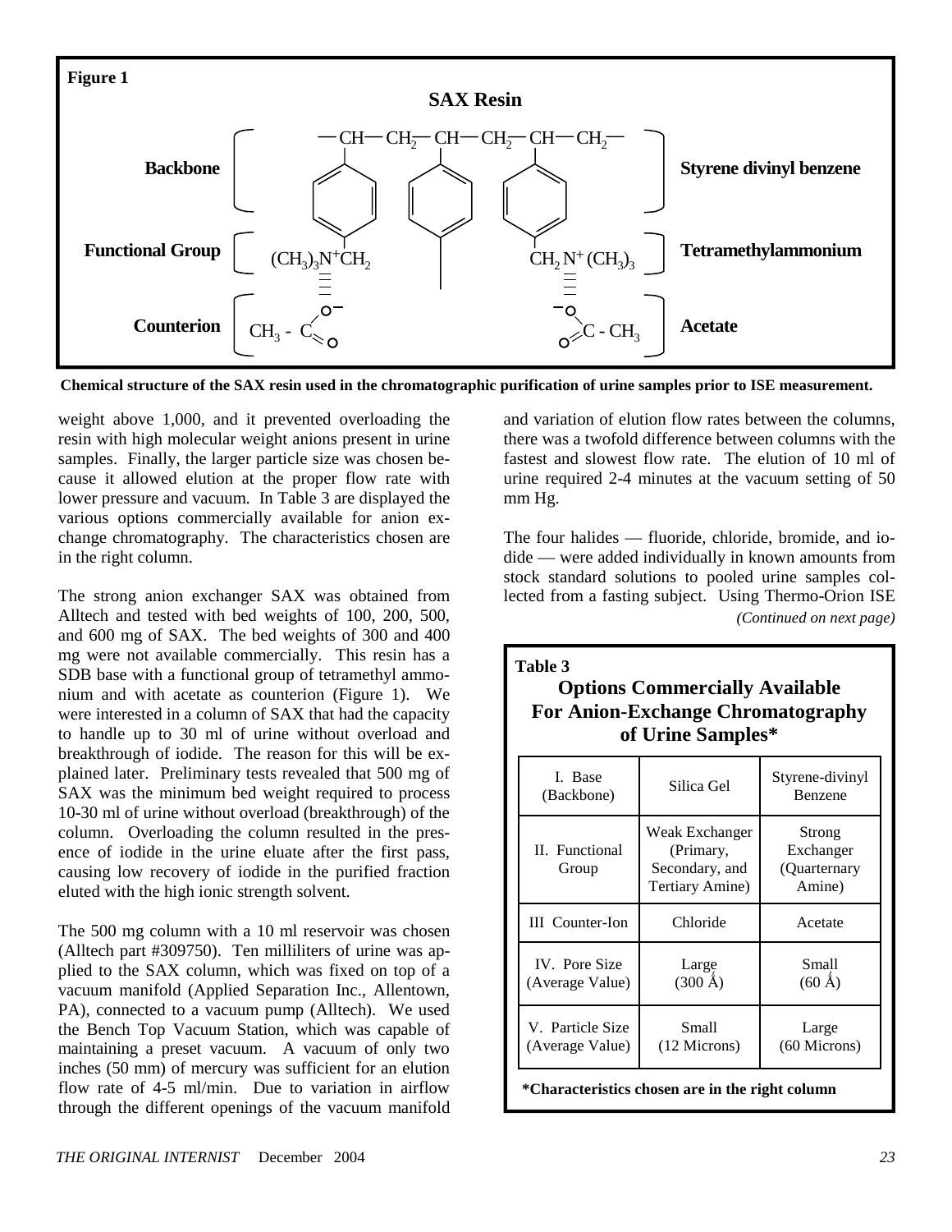**Figure 1**

**SAX Resin**

| | | |
|---|---|---|
| **Backbone** | $-CH-CH_2-CH-CH_2-CH-CH_2-$ (with benzene rings) | **Styrene divinyl benzene** |
| **Functional Group** | $(CH_3)_3N^+CH_2$ ... $CH_2N^+(CH_3)_3$ | **Tetramethylammonium** |
| **Counterion** | $CH_3-C(=O)O^-$ ... $^-O(O=)C-CH_3$ | **Acetate** |

**Chemical structure of the SAX resin used in the chromatographic purification of urine samples prior to ISE measurement.**

weight above 1,000, and it prevented overloading the resin with high molecular weight anions present in urine samples. Finally, the larger particle size was chosen because it allowed elution at the proper flow rate with lower pressure and vacuum. In Table 3 are displayed the various options commercially available for anion exchange chromatography. The characteristics chosen are in the right column.

The strong anion exchanger SAX was obtained from Alltech and tested with bed weights of 100, 200, 500, and 600 mg of SAX. The bed weights of 300 and 400 mg were not available commercially. This resin has a SDB base with a functional group of tetramethyl ammonium and with acetate as counterion (Figure 1). We were interested in a column of SAX that had the capacity to handle up to 30 ml of urine without overload and breakthrough of iodide. The reason for this will be explained later. Preliminary tests revealed that 500 mg of SAX was the minimum bed weight required to process 10-30 ml of urine without overload (breakthrough) of the column. Overloading the column resulted in the presence of iodide in the urine eluate after the first pass, causing low recovery of iodide in the purified fraction eluted with the high ionic strength solvent.

The 500 mg column with a 10 ml reservoir was chosen (Alltech part #309750). Ten milliliters of urine was applied to the SAX column, which was fixed on top of a vacuum manifold (Applied Separation Inc., Allentown, PA), connected to a vacuum pump (Alltech). We used the Bench Top Vacuum Station, which was capable of maintaining a preset vacuum. A vacuum of only two inches (50 mm) of mercury was sufficient for an elution flow rate of 4-5 ml/min. Due to variation in airflow through the different openings of the vacuum manifold and variation of elution flow rates between the columns, there was a twofold difference between columns with the fastest and slowest flow rate. The elution of 10 ml of urine required 2-4 minutes at the vacuum setting of 50 mm Hg.

The four halides — fluoride, chloride, bromide, and iodide — were added individually in known amounts from stock standard solutions to pooled urine samples collected from a fasting subject. Using Thermo-Orion ISE

*(Continued on next page)*

**Table 3**

### Options Commercially Available For Anion-Exchange Chromatography of Urine Samples*

| | | |
|---|---|---|
| I. Base (Backbone) | Silica Gel | Styrene-divinyl Benzene |
| II. Functional Group | Weak Exchanger (Primary, Secondary, and Tertiary Amine) | Strong Exchanger (Quarternary Amine) |
| III Counter-Ion | Chloride | Acetate |
| IV. Pore Size (Average Value) | Large (300 Å) | Small (60 Å) |
| V. Particle Size (Average Value) | Small (12 Microns) | Large (60 Microns) |

**\*Characteristics chosen are in the right column**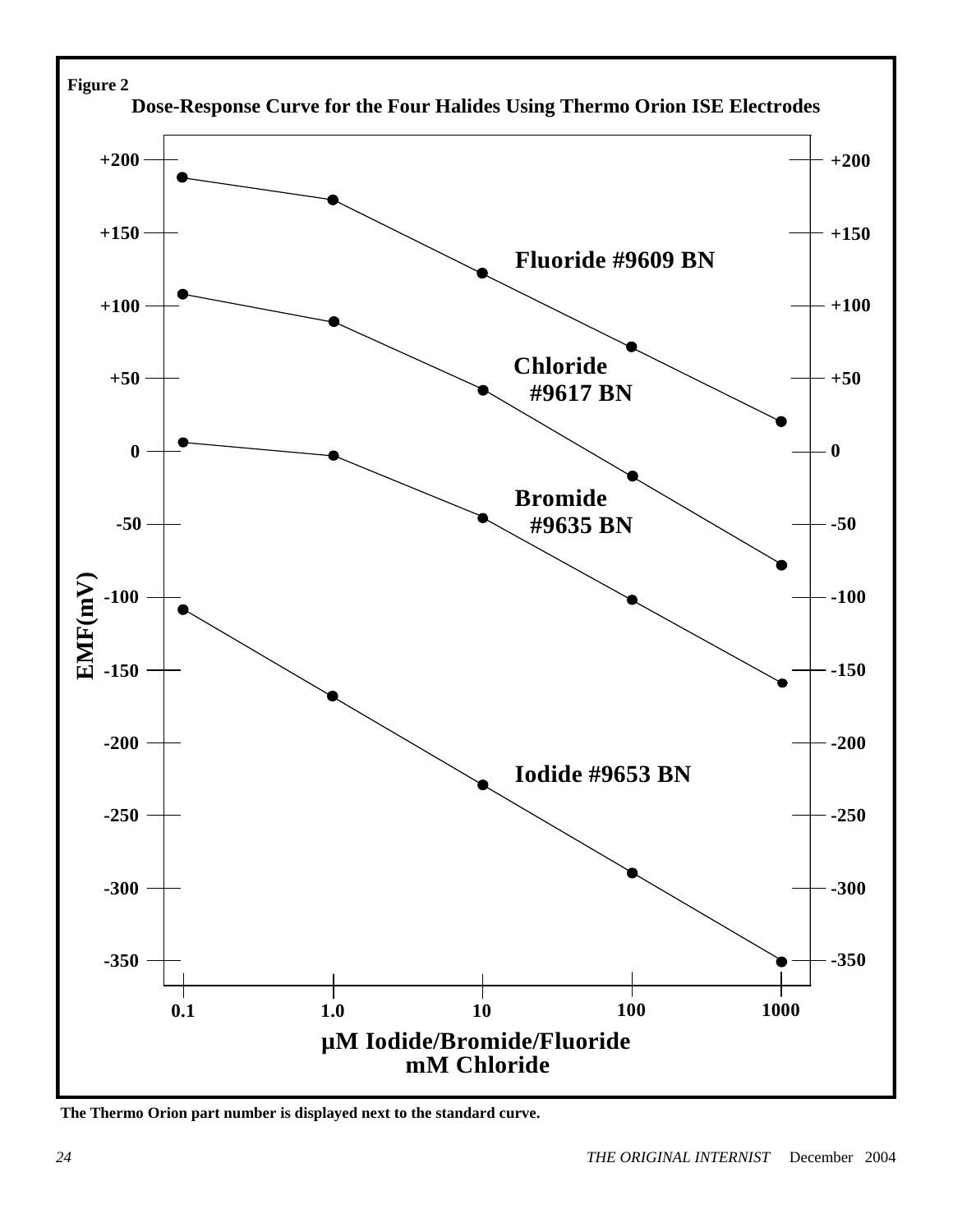**Figure 2**

**Dose-Response Curve for the Four Halides Using Thermo Orion ISE Electrodes**

**The Thermo Orion part number is displayed next to the standard curve.**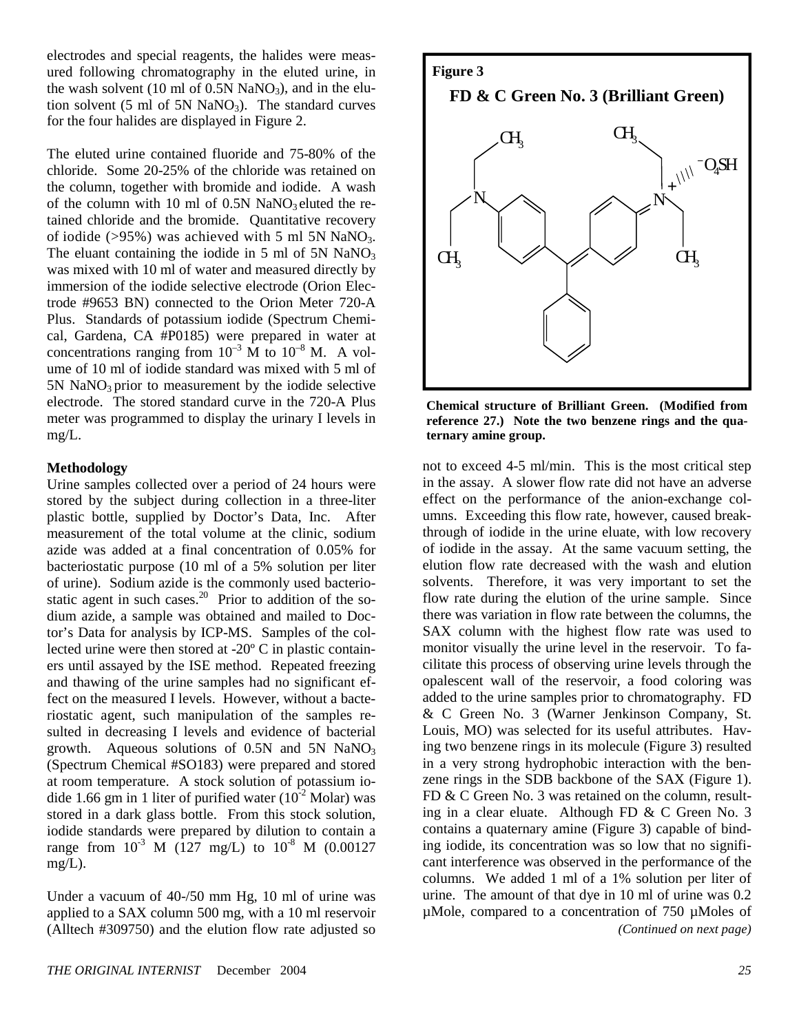electrodes and special reagents, the halides were measured following chromatography in the eluted urine, in the wash solvent (10 ml of 0.5N $NaNO_3$), and in the elution solvent (5 ml of 5N $NaNO_3$). The standard curves for the four halides are displayed in Figure 2.

The eluted urine contained fluoride and 75-80% of the chloride. Some 20-25% of the chloride was retained on the column, together with bromide and iodide. A wash of the column with 10 ml of 0.5N $NaNO_3$ eluted the retained chloride and the bromide. Quantitative recovery of iodide (>95%) was achieved with 5 ml 5N $NaNO_3$. The eluant containing the iodide in 5 ml of 5N $NaNO_3$ was mixed with 10 ml of water and measured directly by immersion of the iodide selective electrode (Orion Electrode #9653 BN) connected to the Orion Meter 720-A Plus. Standards of potassium iodide (Spectrum Chemical, Gardena, CA #P0185) were prepared in water at concentrations ranging from $10^{-3}$ M to $10^{-8}$ M. A volume of 10 ml of iodide standard was mixed with 5 ml of 5N $NaNO_3$ prior to measurement by the iodide selective electrode. The stored standard curve in the 720-A Plus meter was programmed to display the urinary I levels in mg/L.

**Methodology**

Urine samples collected over a period of 24 hours were stored by the subject during collection in a three-liter plastic bottle, supplied by Doctor's Data, Inc. After measurement of the total volume at the clinic, sodium azide was added at a final concentration of 0.05% for bacteriostatic purpose (10 ml of a 5% solution per liter of urine). Sodium azide is the commonly used bacteriostatic agent in such cases.[20] Prior to addition of the sodium azide, a sample was obtained and mailed to Doctor's Data for analysis by ICP-MS. Samples of the collected urine were then stored at -20º C in plastic containers until assayed by the ISE method. Repeated freezing and thawing of the urine samples had no significant effect on the measured I levels. However, without a bacteriostatic agent, such manipulation of the samples resulted in decreasing I levels and evidence of bacterial growth. Aqueous solutions of 0.5N and 5N $NaNO_3$ (Spectrum Chemical #SO183) were prepared and stored at room temperature. A stock solution of potassium iodide 1.66 gm in 1 liter of purified water ($10^{-2}$ Molar) was stored in a dark glass bottle. From this stock solution, iodide standards were prepared by dilution to contain a range from $10^{-3}$ M (127 mg/L) to $10^{-8}$ M (0.00127 mg/L).

Under a vacuum of 40-/50 mm Hg, 10 ml of urine was applied to a SAX column 500 mg, with a 10 ml reservoir (Alltech #309750) and the elution flow rate adjusted so not to exceed 4-5 ml/min. This is the most critical step in the assay. A slower flow rate did not have an adverse effect on the performance of the anion-exchange columns. Exceeding this flow rate, however, caused breakthrough of iodide in the urine eluate, with low recovery of iodide in the assay. At the same vacuum setting, the elution flow rate decreased with the wash and elution solvents. Therefore, it was very important to set the flow rate during the elution of the urine sample. Since there was variation in flow rate between the columns, the SAX column with the highest flow rate was used to monitor visually the urine level in the reservoir. To facilitate this process of observing urine levels through the opalescent wall of the reservoir, a food coloring was added to the urine samples prior to chromatography. FD & C Green No. 3 (Warner Jenkinson Company, St. Louis, MO) was selected for its useful attributes. Having two benzene rings in its molecule (Figure 3) resulted in a very strong hydrophobic interaction with the benzene rings in the SDB backbone of the SAX (Figure 1). FD & C Green No. 3 was retained on the column, resulting in a clear eluate. Although FD & C Green No. 3 contains a quaternary amine (Figure 3) capable of binding iodide, its concentration was so low that no significant interference was observed in the performance of the columns. We added 1 ml of a 1% solution per liter of urine. The amount of that dye in 10 ml of urine was 0.2 µMole, compared to a concentration of 750 µMoles of

*(Continued on next page)*

**Figure 3**

**FD & C Green No. 3 (Brilliant Green)**

**Chemical structure of Brilliant Green. (Modified from reference 27.) Note the two benzene rings and the quaternary amine group.**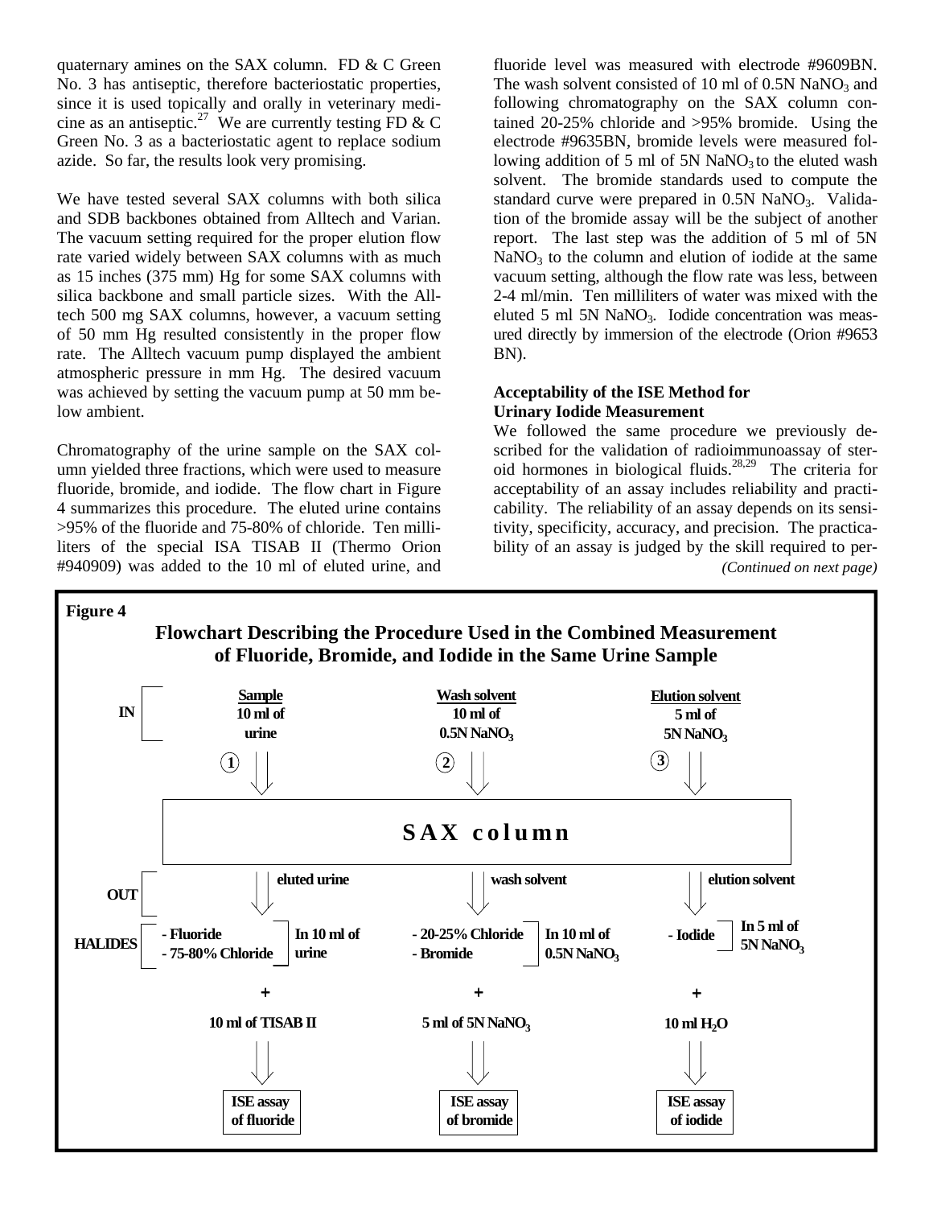quaternary amines on the SAX column. FD & C Green No. 3 has antiseptic, therefore bacteriostatic properties, since it is used topically and orally in veterinary medicine as an antiseptic.[27] We are currently testing FD & C Green No. 3 as a bacteriostatic agent to replace sodium azide. So far, the results look very promising.

We have tested several SAX columns with both silica and SDB backbones obtained from Alltech and Varian. The vacuum setting required for the proper elution flow rate varied widely between SAX columns with as much as 15 inches (375 mm) Hg for some SAX columns with silica backbone and small particle sizes. With the Alltech 500 mg SAX columns, however, a vacuum setting of 50 mm Hg resulted consistently in the proper flow rate. The Alltech vacuum pump displayed the ambient atmospheric pressure in mm Hg. The desired vacuum was achieved by setting the vacuum pump at 50 mm below ambient.

Chromatography of the urine sample on the SAX column yielded three fractions, which were used to measure fluoride, bromide, and iodide. The flow chart in Figure 4 summarizes this procedure. The eluted urine contains >95% of the fluoride and 75-80% of chloride. Ten milliliters of the special ISA TISAB II (Thermo Orion #940909) was added to the 10 ml of eluted urine, and fluoride level was measured with electrode #9609BN. The wash solvent consisted of 10 ml of 0.5N $NaNO_3$ and following chromatography on the SAX column contained 20-25% chloride and >95% bromide. Using the electrode #9635BN, bromide levels were measured following addition of 5 ml of 5N $NaNO_3$ to the eluted wash solvent. The bromide standards used to compute the standard curve were prepared in 0.5N $NaNO_3$. Validation of the bromide assay will be the subject of another report. The last step was the addition of 5 ml of 5N $NaNO_3$ to the column and elution of iodide at the same vacuum setting, although the flow rate was less, between 2-4 ml/min. Ten milliliters of water was mixed with the eluted 5 ml 5N $NaNO_3$. Iodide concentration was measured directly by immersion of the electrode (Orion #9653 BN).

**Acceptability of the ISE Method for Urinary Iodide Measurement**

We followed the same procedure we previously described for the validation of radioimmunoassay of steroid hormones in biological fluids.[28,29] The criteria for acceptability of an assay includes reliability and practicability. The reliability of an assay depends on its sensitivity, specificity, accuracy, and precision. The practicability of an assay is judged by the skill required to per-

*(Continued on next page)*

**Figure 4**

**Flowchart Describing the Procedure Used in the Combined Measurement of Fluoride, Bromide, and Iodide in the Same Urine Sample**

| | (1) | (2) | (3) |
|---|---|---|---|
| **IN** | **Sample** 10 ml of urine | **Wash solvent** 10 ml of 0.5N $NaNO_3$ | **Elution solvent** 5 ml of 5N $NaNO_3$ |
| | **SAX column** | | |
| **OUT** | eluted urine | wash solvent | elution solvent |
| **HALIDES** | - Fluoride<br>- 75-80% Chloride<br>In 10 ml of urine | - 20-25% Chloride<br>- Bromide<br>In 10 ml of 0.5N $NaNO_3$ | - Iodide<br>In 5 ml of 5N $NaNO_3$ |
| | + 10 ml of TISAB II | + 5 ml of 5N $NaNO_3$ | + 10 ml $H_2O$ |
| | ISE assay of fluoride | ISE assay of bromide | ISE assay of iodide |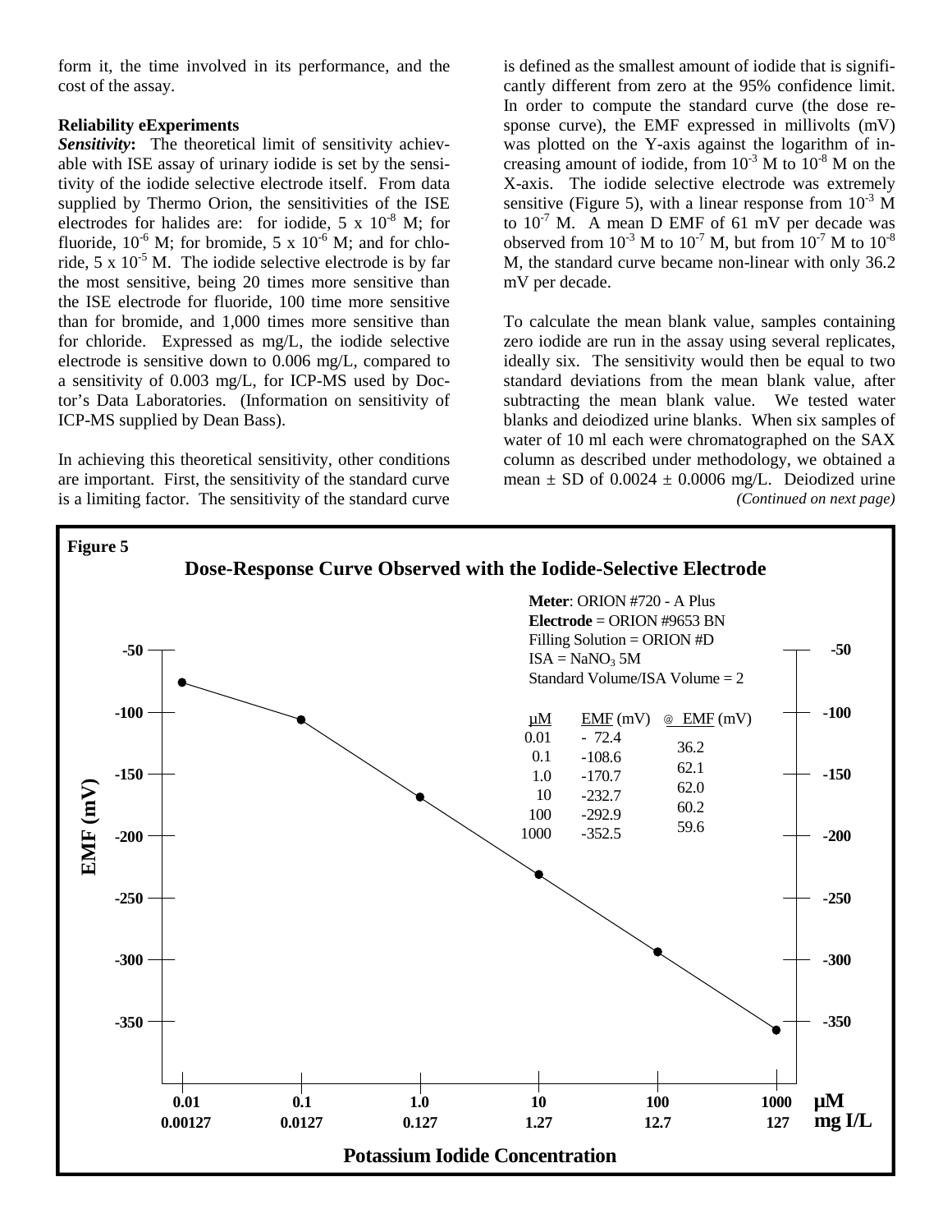form it, the time involved in its performance, and the cost of the assay.

**Reliability eExperiments**

***Sensitivity*:** The theoretical limit of sensitivity achievable with ISE assay of urinary iodide is set by the sensitivity of the iodide selective electrode itself. From data supplied by Thermo Orion, the sensitivities of the ISE electrodes for halides are: for iodide, $5 \times 10^{-8}$ M; for fluoride, $10^{-6}$ M; for bromide, $5 \times 10^{-6}$ M; and for chloride, $5 \times 10^{-5}$ M. The iodide selective electrode is by far the most sensitive, being 20 times more sensitive than the ISE electrode for fluoride, 100 time more sensitive than for bromide, and 1,000 times more sensitive than for chloride. Expressed as mg/L, the iodide selective electrode is sensitive down to 0.006 mg/L, compared to a sensitivity of 0.003 mg/L, for ICP-MS used by Doctor's Data Laboratories. (Information on sensitivity of ICP-MS supplied by Dean Bass).

In achieving this theoretical sensitivity, other conditions are important. First, the sensitivity of the standard curve is a limiting factor. The sensitivity of the standard curve is defined as the smallest amount of iodide that is significantly different from zero at the 95% confidence limit. In order to compute the standard curve (the dose response curve), the EMF expressed in millivolts (mV) was plotted on the Y-axis against the logarithm of increasing amount of iodide, from $10^{-3}$ M to $10^{-8}$ M on the X-axis. The iodide selective electrode was extremely sensitive (Figure 5), with a linear response from $10^{-3}$ M to $10^{-7}$ M. A mean D EMF of 61 mV per decade was observed from $10^{-3}$ M to $10^{-7}$ M, but from $10^{-7}$ M to $10^{-8}$ M, the standard curve became non-linear with only 36.2 mV per decade.

To calculate the mean blank value, samples containing zero iodide are run in the assay using several replicates, ideally six. The sensitivity would then be equal to two standard deviations from the mean blank value, after subtracting the mean blank value. We tested water blanks and deiodized urine blanks. When six samples of water of 10 ml each were chromatographed on the SAX column as described under methodology, we obtained a mean ± SD of 0.0024 ± 0.0006 mg/L. Deiodized urine

*(Continued on next page)*

**Figure 5**

**Dose-Response Curve Observed with the Iodide-Selective Electrode**

**Meter**: ORION #720 - A Plus
**Electrode** = ORION #9653 BN
Filling Solution = ORION #D
ISA = $NaNO_3$ 5M
Standard Volume/ISA Volume = 2

| µM | EMF (mV) | @ EMF (mV) |
|---|---|---|
| 0.01 | - 72.4 | |
| | | 36.2 |
| 0.1 | -108.6 | |
| | | 62.1 |
| 1.0 | -170.7 | |
| | | 62.0 |
| 10 | -232.7 | |
| | | 60.2 |
| 100 | -292.9 | |
| | | 59.6 |
| 1000 | -352.5 | |

X-axis: Potassium Iodide Concentration — µM: 0.01, 0.1, 1.0, 10, 100, 1000; mg I/L: 0.00127, 0.0127, 0.127, 1.27, 12.7, 127

Y-axis: EMF (mV)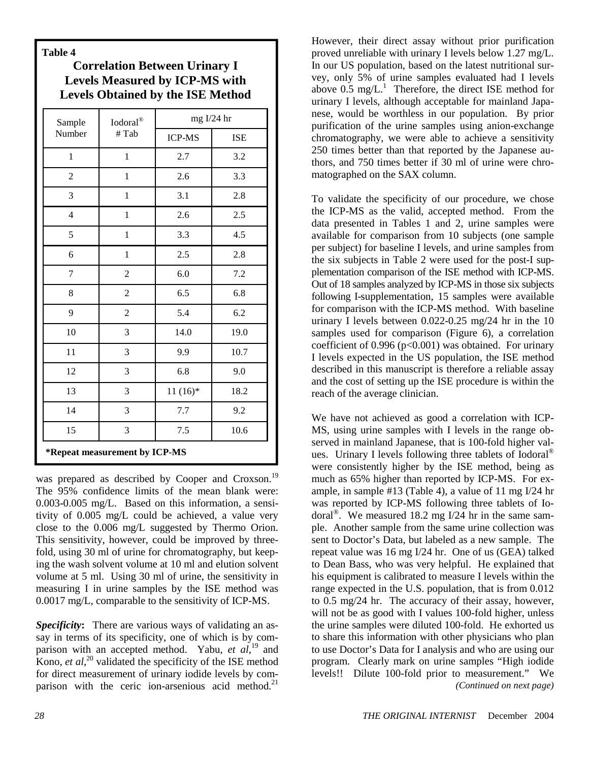**Table 4**

**Correlation Between Urinary I Levels Measured by ICP-MS with Levels Obtained by the ISE Method**

| Sample Number | Iodoral® # Tab | mg I/24 hr | |
|---|---|---|---|
| | | ICP-MS | ISE |
| 1 | 1 | 2.7 | 3.2 |
| 2 | 1 | 2.6 | 3.3 |
| 3 | 1 | 3.1 | 2.8 |
| 4 | 1 | 2.6 | 2.5 |
| 5 | 1 | 3.3 | 4.5 |
| 6 | 1 | 2.5 | 2.8 |
| 7 | 2 | 6.0 | 7.2 |
| 8 | 2 | 6.5 | 6.8 |
| 9 | 2 | 5.4 | 6.2 |
| 10 | 3 | 14.0 | 19.0 |
| 11 | 3 | 9.9 | 10.7 |
| 12 | 3 | 6.8 | 9.0 |
| 13 | 3 | 11 (16)* | 18.2 |
| 14 | 3 | 7.7 | 9.2 |
| 15 | 3 | 7.5 | 10.6 |

***Repeat measurement by ICP-MS**

was prepared as described by Cooper and Croxson.[19] The 95% confidence limits of the mean blank were: 0.003-0.005 mg/L. Based on this information, a sensitivity of 0.005 mg/L could be achieved, a value very close to the 0.006 mg/L suggested by Thermo Orion. This sensitivity, however, could be improved by three-fold, using 30 ml of urine for chromatography, but keeping the wash solvent volume at 10 ml and elution solvent volume at 5 ml. Using 30 ml of urine, the sensitivity in measuring I in urine samples by the ISE method was 0.0017 mg/L, comparable to the sensitivity of ICP-MS.

***Specificity*:** There are various ways of validating an assay in terms of its specificity, one of which is by comparison with an accepted method. Yabu, *et al*,[19] and Kono, *et al*,[20] validated the specificity of the ISE method for direct measurement of urinary iodide levels by comparison with the ceric ion-arsenious acid method.[21] However, their direct assay without prior purification proved unreliable with urinary I levels below 1.27 mg/L. In our US population, based on the latest nutritional survey, only 5% of urine samples evaluated had I levels above 0.5 mg/L.[1] Therefore, the direct ISE method for urinary I levels, although acceptable for mainland Japanese, would be worthless in our population. By prior purification of the urine samples using anion-exchange chromatography, we were able to achieve a sensitivity 250 times better than that reported by the Japanese authors, and 750 times better if 30 ml of urine were chromatographed on the SAX column.

To validate the specificity of our procedure, we chose the ICP-MS as the valid, accepted method. From the data presented in Tables 1 and 2, urine samples were available for comparison from 10 subjects (one sample per subject) for baseline I levels, and urine samples from the six subjects in Table 2 were used for the post-I supplementation comparison of the ISE method with ICP-MS. Out of 18 samples analyzed by ICP-MS in those six subjects following I-supplementation, 15 samples were available for comparison with the ICP-MS method. With baseline urinary I levels between 0.022-0.25 mg/24 hr in the 10 samples used for comparison (Figure 6), a correlation coefficient of 0.996 ($p<0.001$) was obtained. For urinary I levels expected in the US population, the ISE method described in this manuscript is therefore a reliable assay and the cost of setting up the ISE procedure is within the reach of the average clinician.

We have not achieved as good a correlation with ICP-MS, using urine samples with I levels in the range observed in mainland Japanese, that is 100-fold higher values. Urinary I levels following three tablets of Iodoral® were consistently higher by the ISE method, being as much as 65% higher than reported by ICP-MS. For example, in sample #13 (Table 4), a value of 11 mg I/24 hr was reported by ICP-MS following three tablets of Iodoral®. We measured 18.2 mg I/24 hr in the same sample. Another sample from the same urine collection was sent to Doctor's Data, but labeled as a new sample. The repeat value was 16 mg I/24 hr. One of us (GEA) talked to Dean Bass, who was very helpful. He explained that his equipment is calibrated to measure I levels within the range expected in the U.S. population, that is from 0.012 to 0.5 mg/24 hr. The accuracy of their assay, however, will not be as good with I values 100-fold higher, unless the urine samples were diluted 100-fold. He exhorted us to share this information with other physicians who plan to use Doctor's Data for I analysis and who are using our program. Clearly mark on urine samples "High iodide levels!! Dilute 100-fold prior to measurement." We

*(Continued on next page)*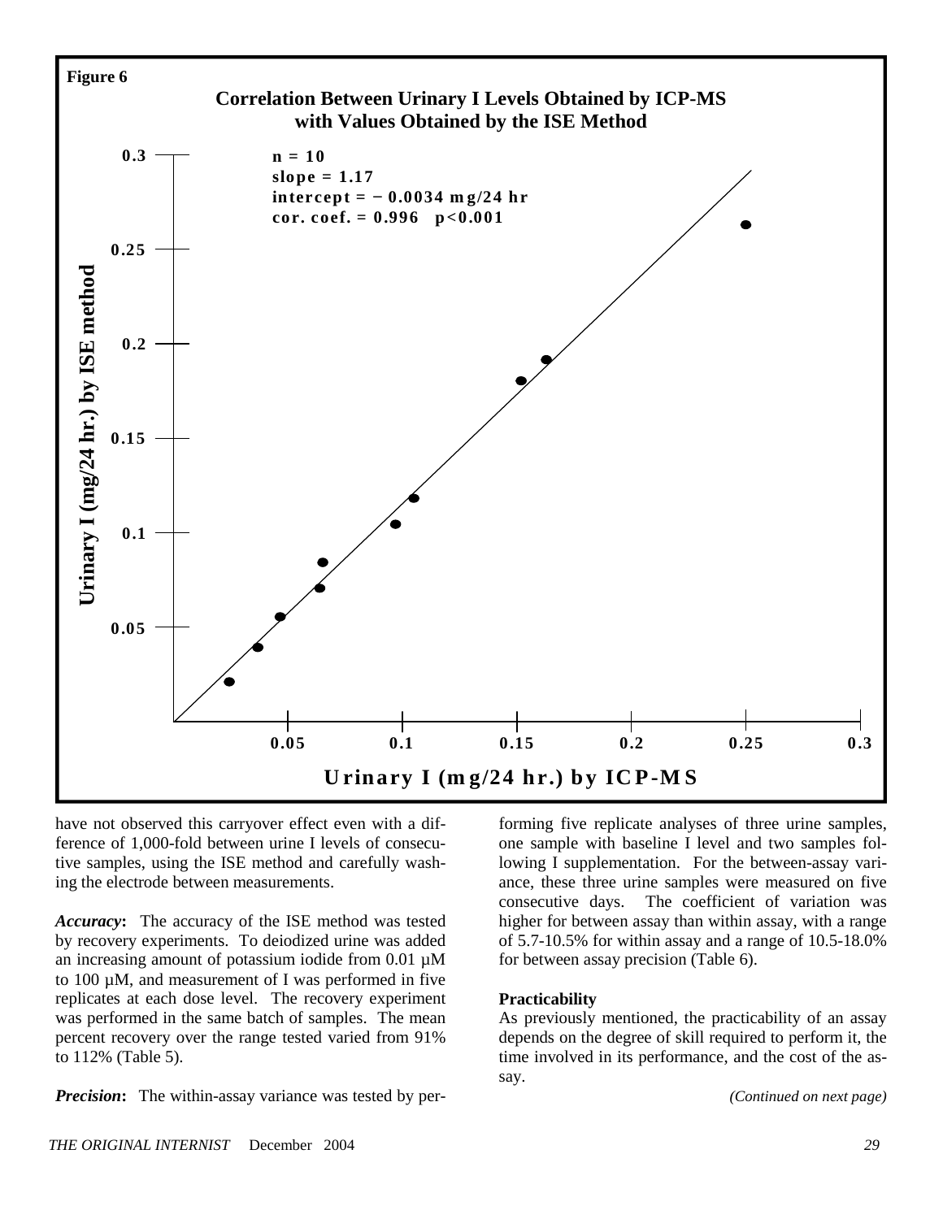**Figure 6**

**Correlation Between Urinary I Levels Obtained by ICP-MS with Values Obtained by the ISE Method**

n = 10
slope = 1.17
intercept = − 0.0034 mg/24 hr
cor. coef. = 0.996 p<0.001

Urinary I (mg/24 hr.) by ISE method

Urinary I (mg/24 hr.) by ICP-MS

have not observed this carryover effect even with a difference of 1,000-fold between urine I levels of consecutive samples, using the ISE method and carefully washing the electrode between measurements.

***Accuracy*:** The accuracy of the ISE method was tested by recovery experiments. To deiodized urine was added an increasing amount of potassium iodide from 0.01 µM to 100 µM, and measurement of I was performed in five replicates at each dose level. The recovery experiment was performed in the same batch of samples. The mean percent recovery over the range tested varied from 91% to 112% (Table 5).

***Precision*:** The within-assay variance was tested by performing five replicate analyses of three urine samples, one sample with baseline I level and two samples following I supplementation. For the between-assay variance, these three urine samples were measured on five consecutive days. The coefficient of variation was higher for between assay than within assay, with a range of 5.7-10.5% for within assay and a range of 10.5-18.0% for between assay precision (Table 6).

**Practicability**

As previously mentioned, the practicability of an assay depends on the degree of skill required to perform it, the time involved in its performance, and the cost of the assay.

*(Continued on next page)*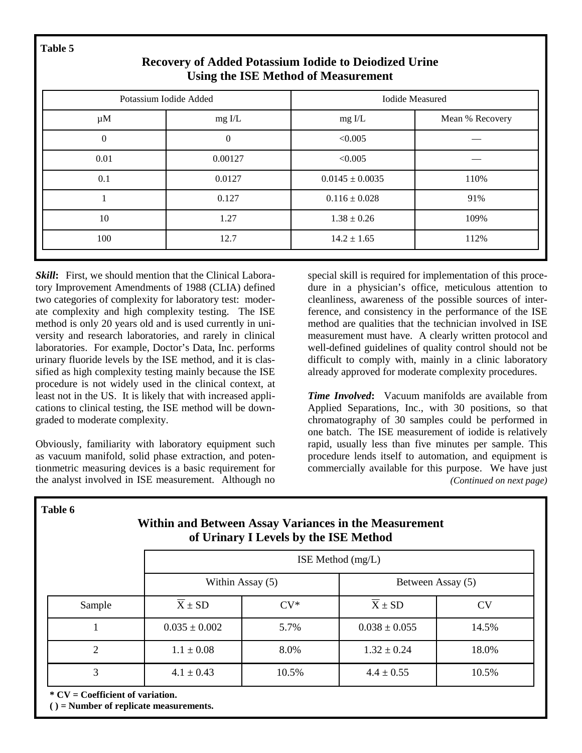**Table 5**

## Recovery of Added Potassium Iodide to Deiodized Urine Using the ISE Method of Measurement

| Potassium Iodide Added | | Iodide Measured | |
|---|---|---|---|
| µM | mg I/L | mg I/L | Mean % Recovery |
| 0 | 0 | <0.005 | — |
| 0.01 | 0.00127 | <0.005 | — |
| 0.1 | 0.0127 | 0.0145 ± 0.0035 | 110% |
| 1 | 0.127 | 0.116 ± 0.028 | 91% |
| 10 | 1.27 | 1.38 ± 0.26 | 109% |
| 100 | 12.7 | 14.2 ± 1.65 | 112% |

***Skill*****:** First, we should mention that the Clinical Laboratory Improvement Amendments of 1988 (CLIA) defined two categories of complexity for laboratory test: moderate complexity and high complexity testing. The ISE method is only 20 years old and is used currently in university and research laboratories, and rarely in clinical laboratories. For example, Doctor's Data, Inc. performs urinary fluoride levels by the ISE method, and it is classified as high complexity testing mainly because the ISE procedure is not widely used in the clinical context, at least not in the US. It is likely that with increased applications to clinical testing, the ISE method will be downgraded to moderate complexity.

Obviously, familiarity with laboratory equipment such as vacuum manifold, solid phase extraction, and potentionmetric measuring devices is a basic requirement for the analyst involved in ISE measurement. Although no special skill is required for implementation of this procedure in a physician's office, meticulous attention to cleanliness, awareness of the possible sources of interference, and consistency in the performance of the ISE method are qualities that the technician involved in ISE measurement must have. A clearly written protocol and well-defined guidelines of quality control should not be difficult to comply with, mainly in a clinic laboratory already approved for moderate complexity procedures.

***Time Involved*****:** Vacuum manifolds are available from Applied Separations, Inc., with 30 positions, so that chromatography of 30 samples could be performed in one batch. The ISE measurement of iodide is relatively rapid, usually less than five minutes per sample. This procedure lends itself to automation, and equipment is commercially available for this purpose. We have just

*(Continued on next page)*

**Table 6**

## Within and Between Assay Variances in the Measurement of Urinary I Levels by the ISE Method

| | ISE Method (mg/L) | | | |
|---|---|---|---|---|
| | Within Assay (5) | | Between Assay (5) | |
| Sample | $\overline{X}$ ± SD | CV* | $\overline{X}$ ± SD | CV |
| 1 | 0.035 ± 0.002 | 5.7% | 0.038 ± 0.055 | 14.5% |
| 2 | 1.1 ± 0.08 | 8.0% | 1.32 ± 0.24 | 18.0% |
| 3 | 4.1 ± 0.43 | 10.5% | 4.4 ± 0.55 | 10.5% |

**\* CV = Coefficient of variation.**
**( ) = Number of replicate measurements.**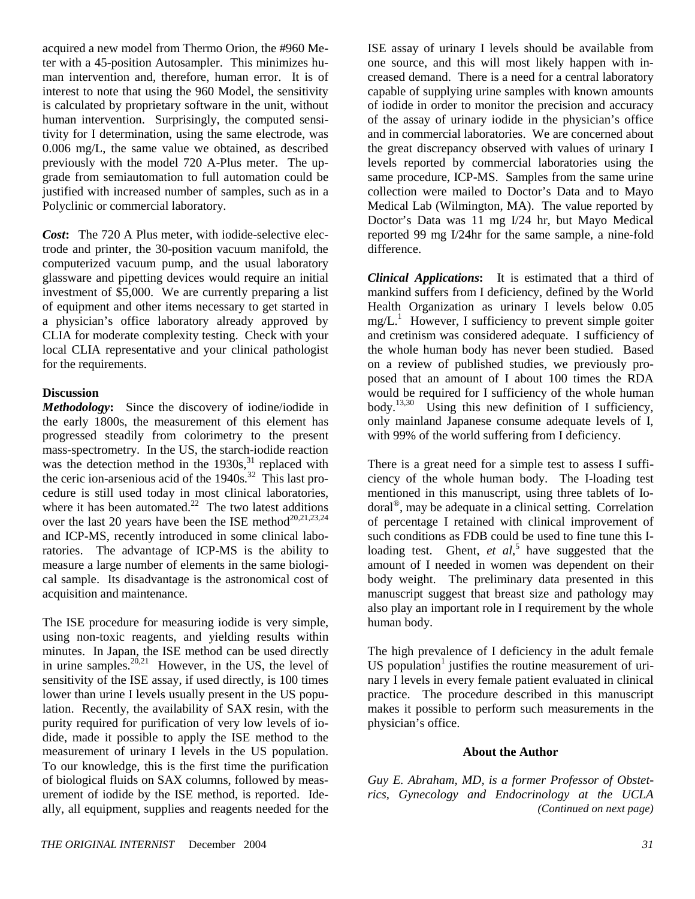acquired a new model from Thermo Orion, the #960 Meter with a 45-position Autosampler. This minimizes human intervention and, therefore, human error. It is of interest to note that using the 960 Model, the sensitivity is calculated by proprietary software in the unit, without human intervention. Surprisingly, the computed sensitivity for I determination, using the same electrode, was 0.006 mg/L, the same value we obtained, as described previously with the model 720 A-Plus meter. The upgrade from semiautomation to full automation could be justified with increased number of samples, such as in a Polyclinic or commercial laboratory.

***Cost*:** The 720 A Plus meter, with iodide-selective electrode and printer, the 30-position vacuum manifold, the computerized vacuum pump, and the usual laboratory glassware and pipetting devices would require an initial investment of $5,000. We are currently preparing a list of equipment and other items necessary to get started in a physician's office laboratory already approved by CLIA for moderate complexity testing. Check with your local CLIA representative and your clinical pathologist for the requirements.

## Discussion

***Methodology*:** Since the discovery of iodine/iodide in the early 1800s, the measurement of this element has progressed steadily from colorimetry to the present mass-spectrometry. In the US, the starch-iodide reaction was the detection method in the 1930s,[31] replaced with the ceric ion-arsenious acid of the 1940s.[32] This last procedure is still used today in most clinical laboratories, where it has been automated.[22] The two latest additions over the last 20 years have been the ISE method[20,21,23,24] and ICP-MS, recently introduced in some clinical laboratories. The advantage of ICP-MS is the ability to measure a large number of elements in the same biological sample. Its disadvantage is the astronomical cost of acquisition and maintenance.

The ISE procedure for measuring iodide is very simple, using non-toxic reagents, and yielding results within minutes. In Japan, the ISE method can be used directly in urine samples.[20,21] However, in the US, the level of sensitivity of the ISE assay, if used directly, is 100 times lower than urine I levels usually present in the US population. Recently, the availability of SAX resin, with the purity required for purification of very low levels of iodide, made it possible to apply the ISE method to the measurement of urinary I levels in the US population. To our knowledge, this is the first time the purification of biological fluids on SAX columns, followed by measurement of iodide by the ISE method, is reported. Ideally, all equipment, supplies and reagents needed for the ISE assay of urinary I levels should be available from one source, and this will most likely happen with increased demand. There is a need for a central laboratory capable of supplying urine samples with known amounts of iodide in order to monitor the precision and accuracy of the assay of urinary iodide in the physician's office and in commercial laboratories. We are concerned about the great discrepancy observed with values of urinary I levels reported by commercial laboratories using the same procedure, ICP-MS. Samples from the same urine collection were mailed to Doctor's Data and to Mayo Medical Lab (Wilmington, MA). The value reported by Doctor's Data was 11 mg I/24 hr, but Mayo Medical reported 99 mg I/24hr for the same sample, a nine-fold difference.

***Clinical Applications*:** It is estimated that a third of mankind suffers from I deficiency, defined by the World Health Organization as urinary I levels below 0.05 mg/L.[1] However, I sufficiency to prevent simple goiter and cretinism was considered adequate. I sufficiency of the whole human body has never been studied. Based on a review of published studies, we previously proposed that an amount of I about 100 times the RDA would be required for I sufficiency of the whole human body.[13,30] Using this new definition of I sufficiency, only mainland Japanese consume adequate levels of I, with 99% of the world suffering from I deficiency.

There is a great need for a simple test to assess I sufficiency of the whole human body. The I-loading test mentioned in this manuscript, using three tablets of Iodoral®, may be adequate in a clinical setting. Correlation of percentage I retained with clinical improvement of such conditions as FDB could be used to fine tune this I-loading test. Ghent, *et al*,[5] have suggested that the amount of I needed in women was dependent on their body weight. The preliminary data presented in this manuscript suggest that breast size and pathology may also play an important role in I requirement by the whole human body.

The high prevalence of I deficiency in the adult female US population[1] justifies the routine measurement of urinary I levels in every female patient evaluated in clinical practice. The procedure described in this manuscript makes it possible to perform such measurements in the physician's office.

### About the Author

*Guy E. Abraham, MD, is a former Professor of Obstetrics, Gynecology and Endocrinology at the UCLA*

*(Continued on next page)*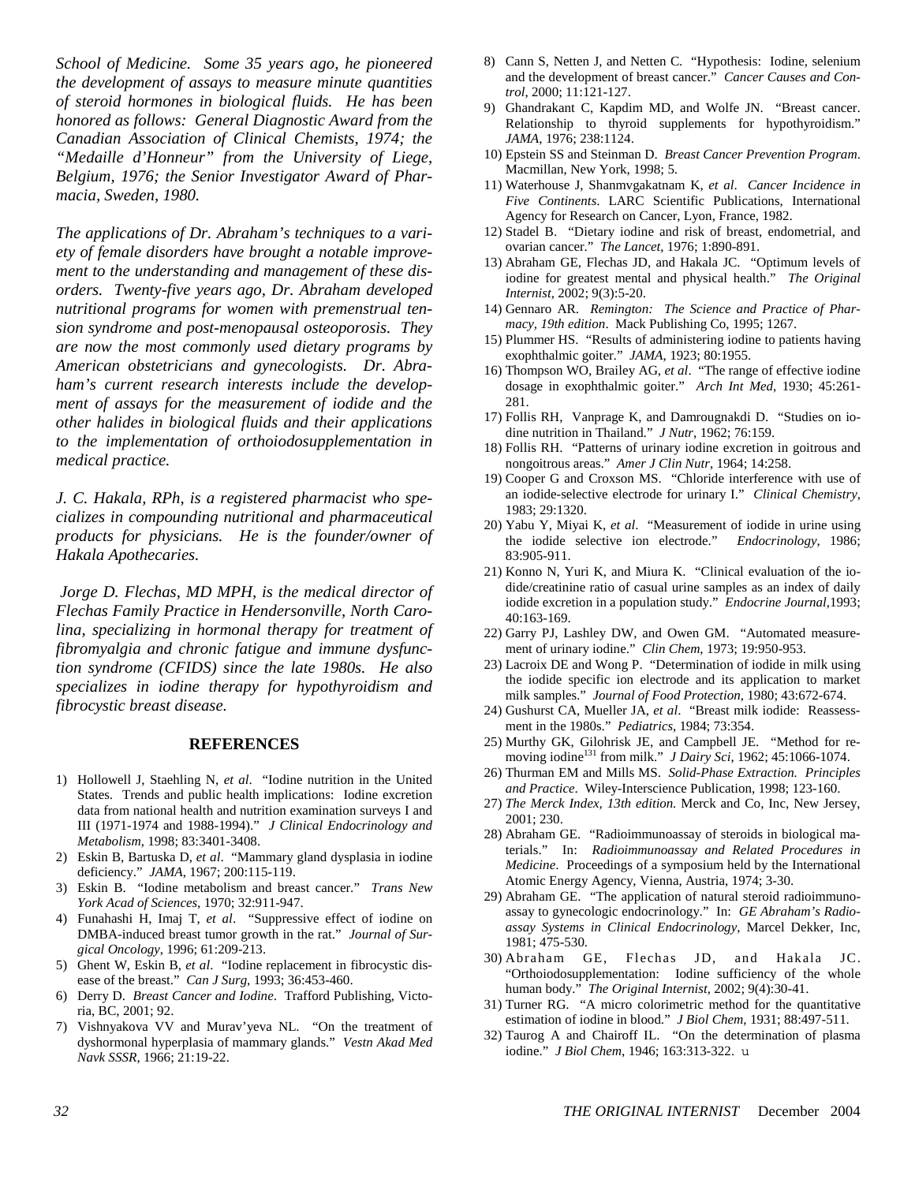*School of Medicine. Some 35 years ago, he pioneered the development of assays to measure minute quantities of steroid hormones in biological fluids. He has been honored as follows: General Diagnostic Award from the Canadian Association of Clinical Chemists, 1974; the "Medaille d'Honneur" from the University of Liege, Belgium, 1976; the Senior Investigator Award of Pharmacia, Sweden, 1980.*

*The applications of Dr. Abraham's techniques to a variety of female disorders have brought a notable improvement to the understanding and management of these disorders. Twenty-five years ago, Dr. Abraham developed nutritional programs for women with premenstrual tension syndrome and post-menopausal osteoporosis. They are now the most commonly used dietary programs by American obstetricians and gynecologists. Dr. Abraham's current research interests include the development of assays for the measurement of iodide and the other halides in biological fluids and their applications to the implementation of orthoiodosupplementation in medical practice.*

*J. C. Hakala, RPh, is a registered pharmacist who specializes in compounding nutritional and pharmaceutical products for physicians. He is the founder/owner of Hakala Apothecaries.*

*Jorge D. Flechas, MD MPH, is the medical director of Flechas Family Practice in Hendersonville, North Carolina, specializing in hormonal therapy for treatment of fibromyalgia and chronic fatigue and immune dysfunction syndrome (CFIDS) since the late 1980s. He also specializes in iodine therapy for hypothyroidism and fibrocystic breast disease.*

## REFERENCES

1) Hollowell J, Staehling N, *et al*. "Iodine nutrition in the United States. Trends and public health implications: Iodine excretion data from national health and nutrition examination surveys I and III (1971-1974 and 1988-1994)." *J Clinical Endocrinology and Metabolism*, 1998; 83:3401-3408.
2) Eskin B, Bartuska D, *et al*. "Mammary gland dysplasia in iodine deficiency." *JAMA*, 1967; 200:115-119.
3) Eskin B. "Iodine metabolism and breast cancer." *Trans New York Acad of Sciences*, 1970; 32:911-947.
4) Funahashi H, Imaj T, *et al*. "Suppressive effect of iodine on DMBA-induced breast tumor growth in the rat." *Journal of Surgical Oncology*, 1996; 61:209-213.
5) Ghent W, Eskin B, *et al*. "Iodine replacement in fibrocystic disease of the breast." *Can J Surg*, 1993; 36:453-460.
6) Derry D. *Breast Cancer and Iodine*. Trafford Publishing, Victoria, BC, 2001; 92.
7) Vishnyakova VV and Murav'yeva NL. "On the treatment of dyshormonal hyperplasia of mammary glands." *Vestn Akad Med Navk SSSR*, 1966; 21:19-22.
8) Cann S, Netten J, and Netten C. "Hypothesis: Iodine, selenium and the development of breast cancer." *Cancer Causes and Control*, 2000; 11:121-127.
9) Ghandrakant C, Kapdim MD, and Wolfe JN. "Breast cancer. Relationship to thyroid supplements for hypothyroidism." *JAMA*, 1976; 238:1124.
10) Epstein SS and Steinman D. *Breast Cancer Prevention Program*. Macmillan, New York, 1998; 5.
11) Waterhouse J, Shanmvgakatnam K, *et al*. *Cancer Incidence in Five Continents*. LARC Scientific Publications, International Agency for Research on Cancer, Lyon, France, 1982.
12) Stadel B. "Dietary iodine and risk of breast, endometrial, and ovarian cancer." *The Lancet*, 1976; 1:890-891.
13) Abraham GE, Flechas JD, and Hakala JC. "Optimum levels of iodine for greatest mental and physical health." *The Original Internist*, 2002; 9(3):5-20.
14) Gennaro AR. *Remington: The Science and Practice of Pharmacy, 19th edition*. Mack Publishing Co, 1995; 1267.
15) Plummer HS. "Results of administering iodine to patients having exophthalmic goiter." *JAMA*, 1923; 80:1955.
16) Thompson WO, Brailey AG, *et al*. "The range of effective iodine dosage in exophthalmic goiter." *Arch Int Med*, 1930; 45:261-281.
17) Follis RH, Vanprage K, and Damrougnakdi D. "Studies on iodine nutrition in Thailand." *J Nutr*, 1962; 76:159.
18) Follis RH. "Patterns of urinary iodine excretion in goitrous and nongoitrous areas." *Amer J Clin Nutr*, 1964; 14:258.
19) Cooper G and Croxson MS. "Chloride interference with use of an iodide-selective electrode for urinary I." *Clinical Chemistry*, 1983; 29:1320.
20) Yabu Y, Miyai K, *et al*. "Measurement of iodide in urine using the iodide selective ion electrode." *Endocrinology*, 1986; 83:905-911.
21) Konno N, Yuri K, and Miura K. "Clinical evaluation of the iodide/creatinine ratio of casual urine samples as an index of daily iodide excretion in a population study." *Endocrine Journal*,1993; 40:163-169.
22) Garry PJ, Lashley DW, and Owen GM. "Automated measurement of urinary iodine." *Clin Chem*, 1973; 19:950-953.
23) Lacroix DE and Wong P. "Determination of iodide in milk using the iodide specific ion electrode and its application to market milk samples." *Journal of Food Protection*, 1980; 43:672-674.
24) Gushurst CA, Mueller JA, *et al*. "Breast milk iodide: Reassessment in the 1980s." *Pediatrics*, 1984; 73:354.
25) Murthy GK, Gilohrisk JE, and Campbell JE. "Method for removing iodine$^{131}$ from milk." *J Dairy Sci*, 1962; 45:1066-1074.
26) Thurman EM and Mills MS. *Solid-Phase Extraction. Principles and Practice*. Wiley-Interscience Publication, 1998; 123-160.
27) *The Merck Index, 13th edition.* Merck and Co, Inc, New Jersey, 2001; 230.
28) Abraham GE. "Radioimmunoassay of steroids in biological materials." In: *Radioimmunoassay and Related Procedures in Medicine*. Proceedings of a symposium held by the International Atomic Energy Agency, Vienna, Austria, 1974; 3-30.
29) Abraham GE. "The application of natural steroid radioimmunoassay to gynecologic endocrinology." In: *GE Abraham's Radioassay Systems in Clinical Endocrinology*, Marcel Dekker, Inc, 1981; 475-530.
30) Abraham GE, Flechas JD, and Hakala JC. "Orthoiodosupplementation: Iodine sufficiency of the whole human body." *The Original Internist*, 2002; 9(4):30-41.
31) Turner RG. "A micro colorimetric method for the quantitative estimation of iodine in blood." *J Biol Chem*, 1931; 88:497-511.
32) Taurog A and Chairoff IL. "On the determination of plasma iodine." *J Biol Chem*, 1946; 163:313-322.